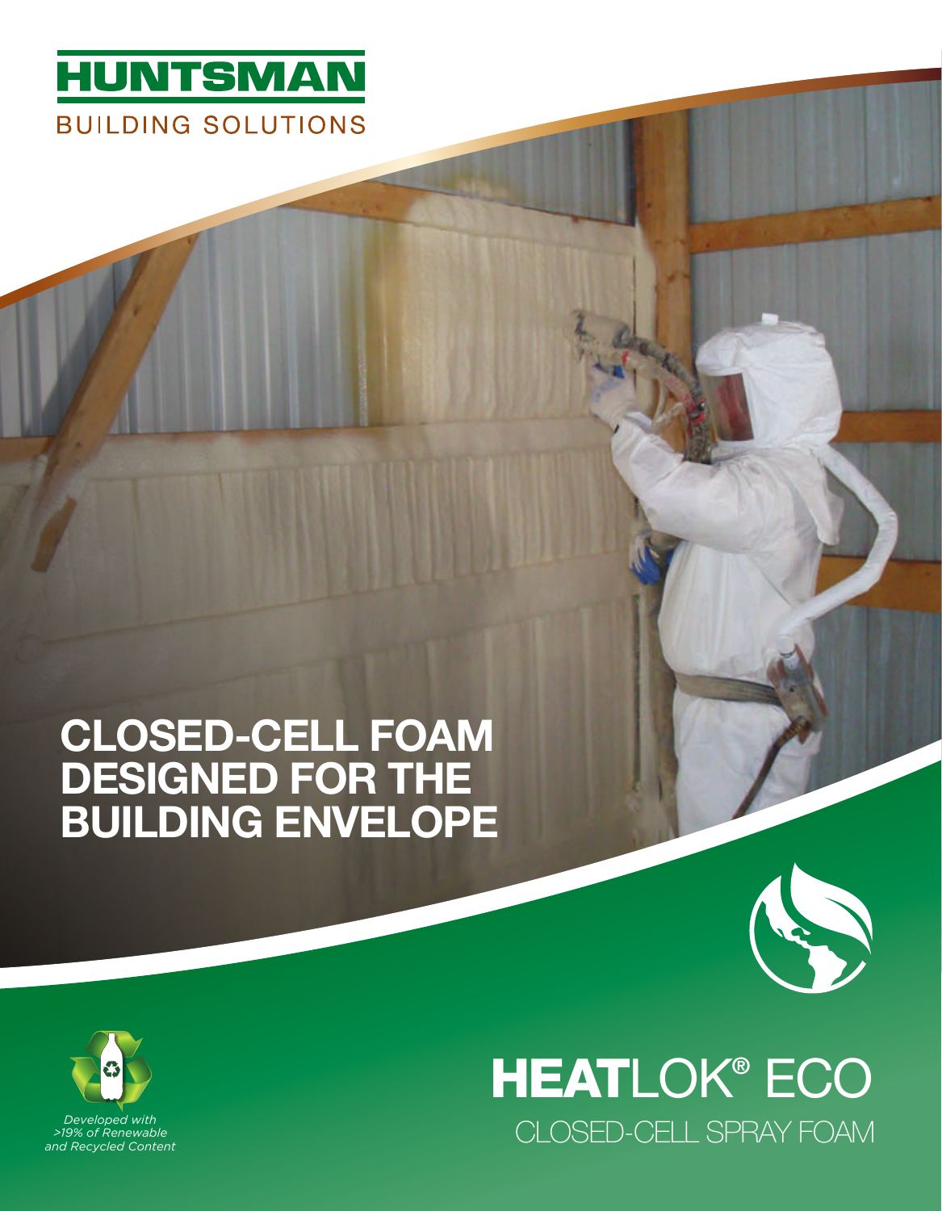# HUNTSMAN

BUILDING SOLUTIONS

## CLOSED-CELL FOAM DESIGNED FOR THE BUILDING ENVELOPE

*Developed with >19% of Renewable and Recycled Content*

# HEATLOK® ECO

CLOSED-CELL SPRAY FOAM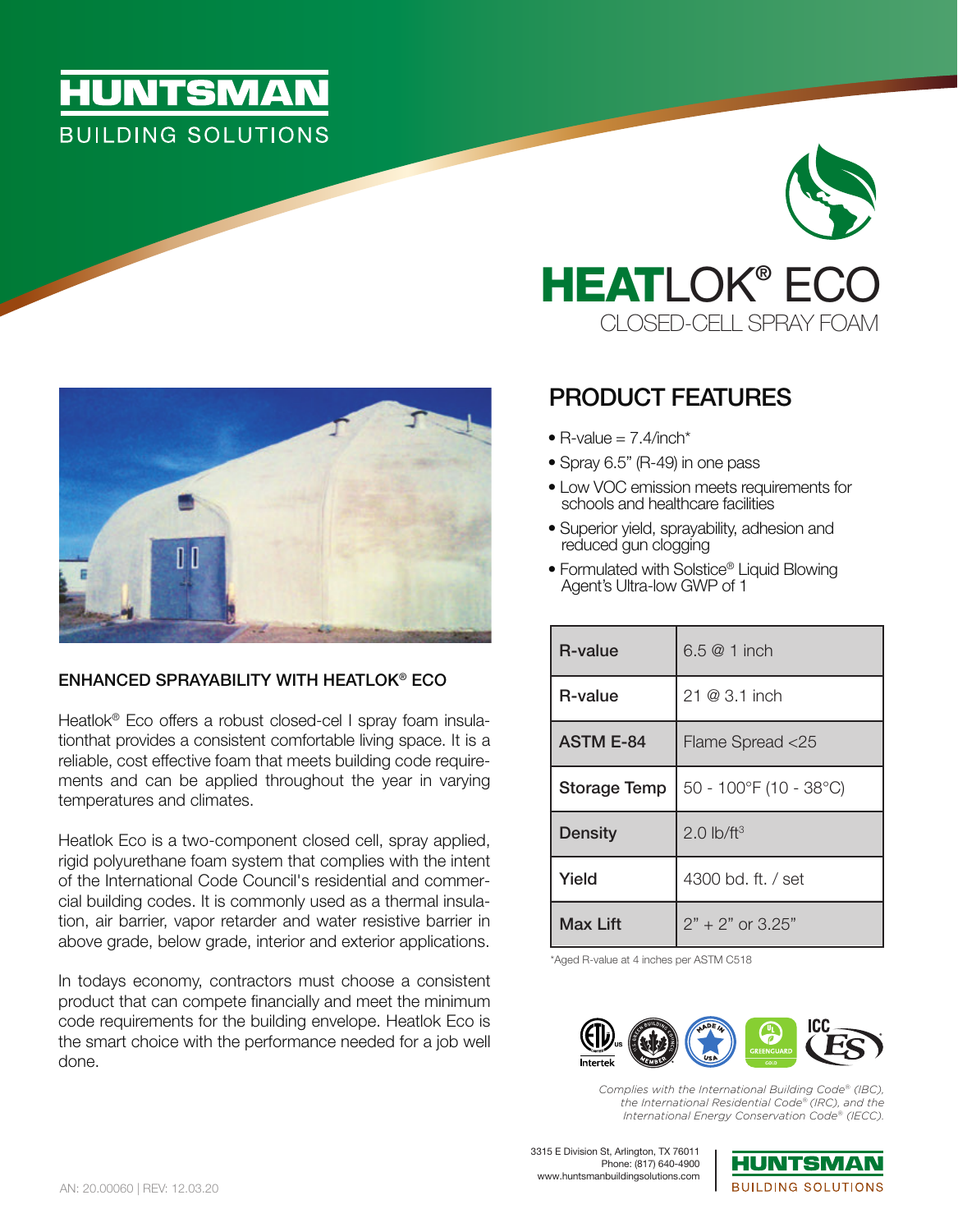# HUNTSMAN

BUILDING SOLUTIONS

# HEATLOK® ECO

CLOSED-CELL SPRAY FOAM

## ENHANCED SPRAYABILITY WITH HEATLOK® ECO

Heatlok® Eco offers a robust closed-cel l spray foam insulationthat provides a consistent comfortable living space. It is a reliable, cost effective foam that meets building code requirements and can be applied throughout the year in varying temperatures and climates.

Heatlok Eco is a two-component closed cell, spray applied, rigid polyurethane foam system that complies with the intent of the International Code Council's residential and commercial building codes. It is commonly used as a thermal insulation, air barrier, vapor retarder and water resistive barrier in above grade, below grade, interior and exterior applications.

In todays economy, contractors must choose a consistent product that can compete financially and meet the minimum code requirements for the building envelope. Heatlok Eco is the smart choice with the performance needed for a job well done.

## PRODUCT FEATURES

- R-value = 7.4/inch*
- Spray 6.5" (R-49) in one pass
- Low VOC emission meets requirements for schools and healthcare facilities
- Superior yield, sprayability, adhesion and reduced gun clogging
- Formulated with Solstice® Liquid Blowing Agent's Ultra-low GWP of 1

| | |
|---|---|
| **R-value** | 6.5 @ 1 inch |
| **R-value** | 21 @ 3.1 inch |
| **ASTM E-84** | Flame Spread <25 |
| **Storage Temp** | 50 - 100°F (10 - 38°C) |
| **Density** | 2.0 lb/ft$^3$ |
| **Yield** | 4300 bd. ft. / set |
| **Max Lift** | 2" + 2" or 3.25" |

*Aged R-value at 4 inches per ASTM C518

*Complies with the International Building Code® (IBC), the International Residential Code® (IRC), and the International Energy Conservation Code® (IECC).*

3315 E Division St, Arlington, TX 76011
Phone: (817) 640-4900
www.huntsmanbuildingsolutions.com

AN: 20.00060 | REV: 12.03.20